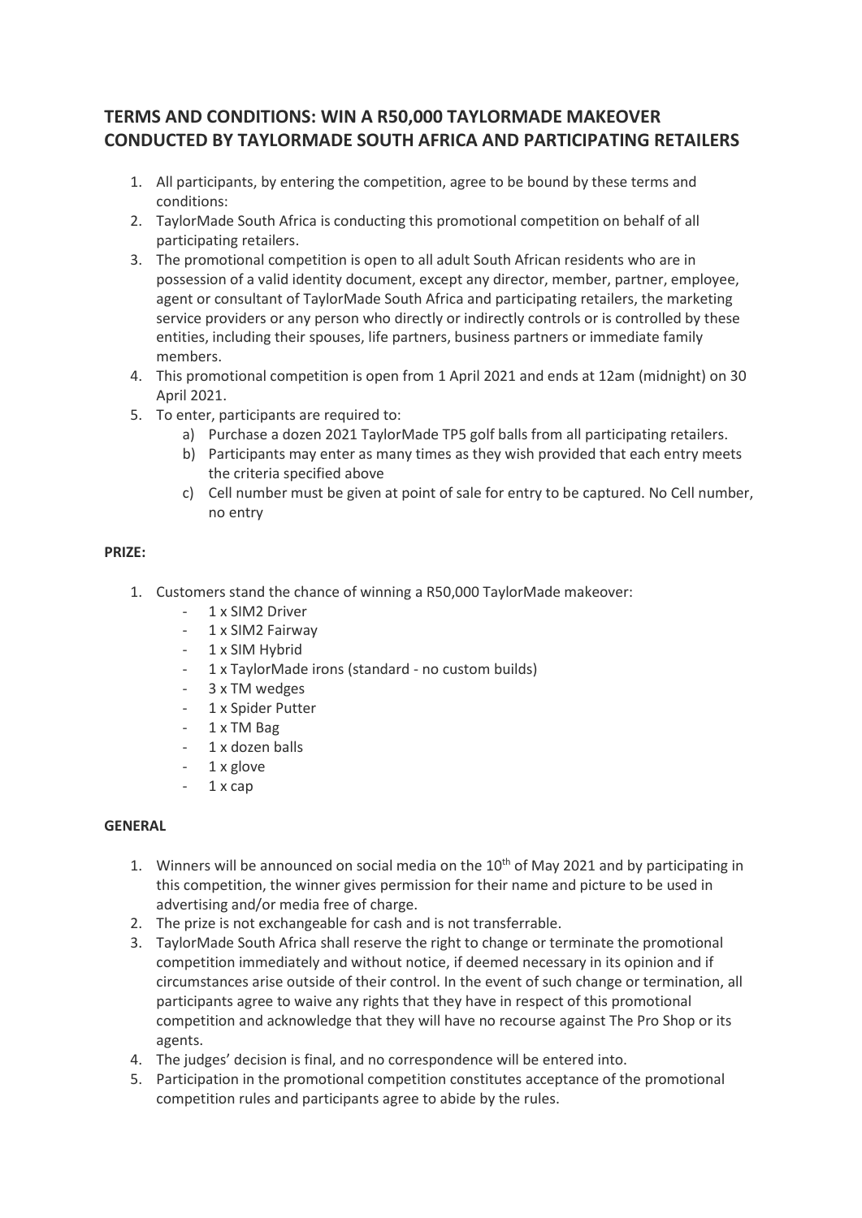## TERMS AND CONDITIONS: WIN A R50,000 TAYLORMADE MAKEOVER CONDUCTED BY TAYLORMADE SOUTH AFRICA AND PARTICIPATING RETAILERS

1. All participants, by entering the competition, agree to be bound by these terms and conditions:
2. TaylorMade South Africa is conducting this promotional competition on behalf of all participating retailers.
3. The promotional competition is open to all adult South African residents who are in possession of a valid identity document, except any director, member, partner, employee, agent or consultant of TaylorMade South Africa and participating retailers, the marketing service providers or any person who directly or indirectly controls or is controlled by these entities, including their spouses, life partners, business partners or immediate family members.
4. This promotional competition is open from 1 April 2021 and ends at 12am (midnight) on 30 April 2021.
5. To enter, participants are required to:
   a) Purchase a dozen 2021 TaylorMade TP5 golf balls from all participating retailers.
   b) Participants may enter as many times as they wish provided that each entry meets the criteria specified above
   c) Cell number must be given at point of sale for entry to be captured. No Cell number, no entry

**PRIZE:**

1. Customers stand the chance of winning a R50,000 TaylorMade makeover:
   - 1 x SIM2 Driver
   - 1 x SIM2 Fairway
   - 1 x SIM Hybrid
   - 1 x TaylorMade irons (standard - no custom builds)
   - 3 x TM wedges
   - 1 x Spider Putter
   - 1 x TM Bag
   - 1 x dozen balls
   - 1 x glove
   - 1 x cap

**GENERAL**

1. Winners will be announced on social media on the 10th of May 2021 and by participating in this competition, the winner gives permission for their name and picture to be used in advertising and/or media free of charge.
2. The prize is not exchangeable for cash and is not transferrable.
3. TaylorMade South Africa shall reserve the right to change or terminate the promotional competition immediately and without notice, if deemed necessary in its opinion and if circumstances arise outside of their control. In the event of such change or termination, all participants agree to waive any rights that they have in respect of this promotional competition and acknowledge that they will have no recourse against The Pro Shop or its agents.
4. The judges' decision is final, and no correspondence will be entered into.
5. Participation in the promotional competition constitutes acceptance of the promotional competition rules and participants agree to abide by the rules.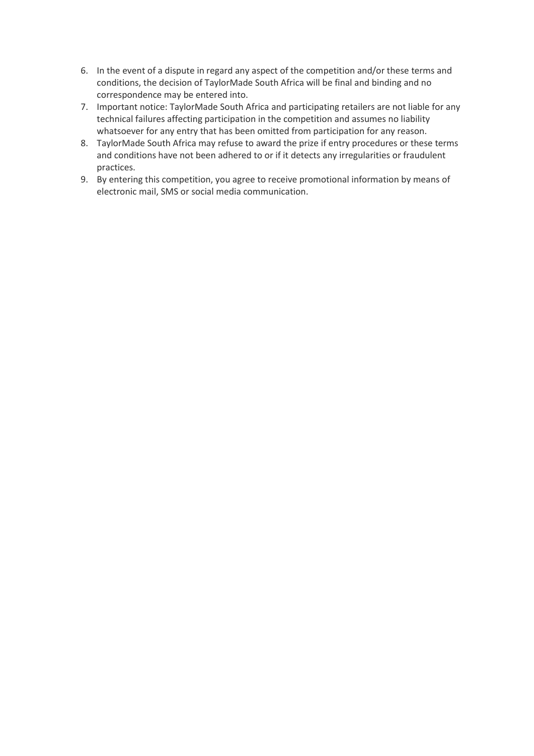6. In the event of a dispute in regard any aspect of the competition and/or these terms and conditions, the decision of TaylorMade South Africa will be final and binding and no correspondence may be entered into.
7. Important notice: TaylorMade South Africa and participating retailers are not liable for any technical failures affecting participation in the competition and assumes no liability whatsoever for any entry that has been omitted from participation for any reason.
8. TaylorMade South Africa may refuse to award the prize if entry procedures or these terms and conditions have not been adhered to or if it detects any irregularities or fraudulent practices.
9. By entering this competition, you agree to receive promotional information by means of electronic mail, SMS or social media communication.